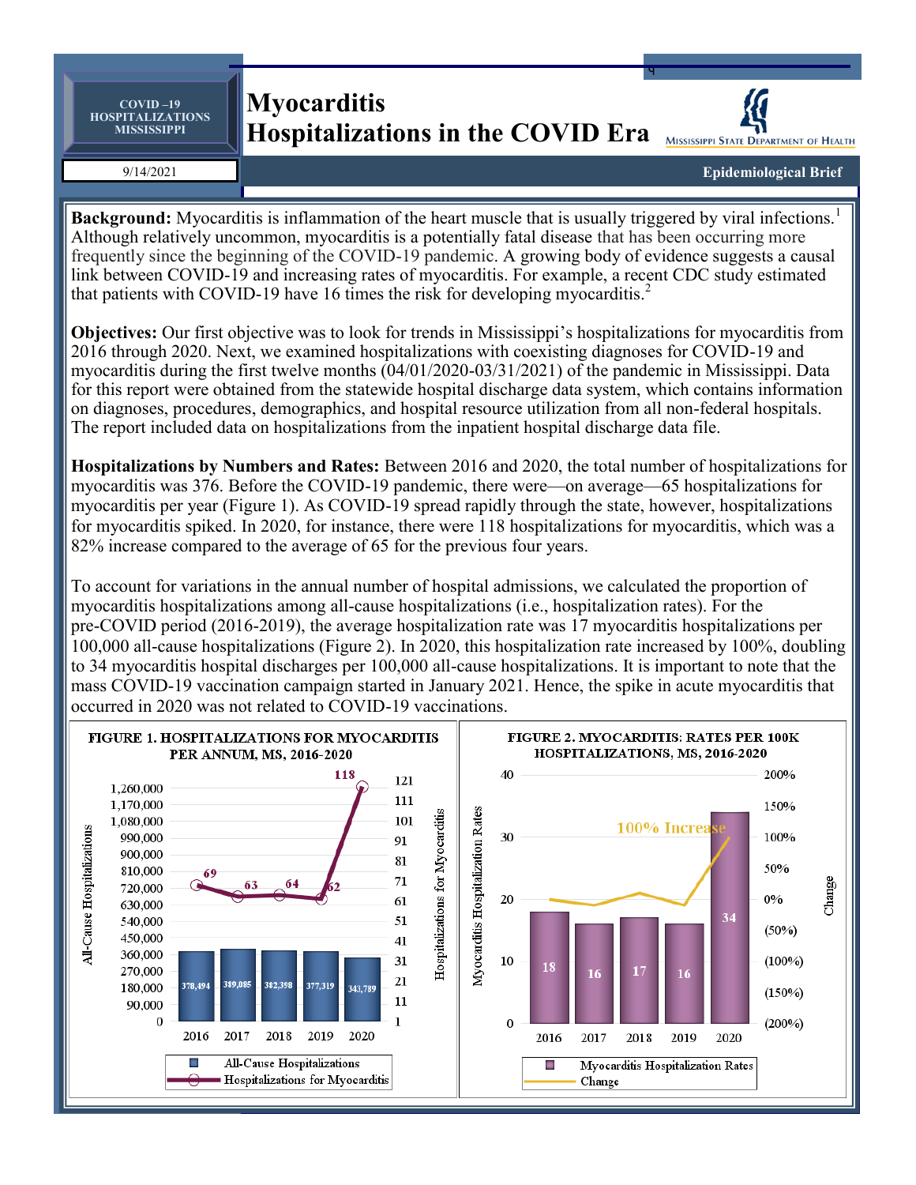COVID –19 HOSPITALIZATIONS MISSISSIPPI

9/14/2021

# Myocarditis Hospitalizations in the COVID Era

Mississippi State Department of Health

**Epidemiological Brief**

**Background:** Myocarditis is inflammation of the heart muscle that is usually triggered by viral infections.[1] Although relatively uncommon, myocarditis is a potentially fatal disease that has been occurring more frequently since the beginning of the COVID-19 pandemic. A growing body of evidence suggests a causal link between COVID-19 and increasing rates of myocarditis. For example, a recent CDC study estimated that patients with COVID-19 have 16 times the risk for developing myocarditis.[2]

**Objectives:** Our first objective was to look for trends in Mississippi's hospitalizations for myocarditis from 2016 through 2020. Next, we examined hospitalizations with coexisting diagnoses for COVID-19 and myocarditis during the first twelve months (04/01/2020-03/31/2021) of the pandemic in Mississippi. Data for this report were obtained from the statewide hospital discharge data system, which contains information on diagnoses, procedures, demographics, and hospital resource utilization from all non-federal hospitals. The report included data on hospitalizations from the inpatient hospital discharge data file.

**Hospitalizations by Numbers and Rates:** Between 2016 and 2020, the total number of hospitalizations for myocarditis was 376. Before the COVID-19 pandemic, there were—on average—65 hospitalizations for myocarditis per year (Figure 1). As COVID-19 spread rapidly through the state, however, hospitalizations for myocarditis spiked. In 2020, for instance, there were 118 hospitalizations for myocarditis, which was a 82% increase compared to the average of 65 for the previous four years.

To account for variations in the annual number of hospital admissions, we calculated the proportion of myocarditis hospitalizations among all-cause hospitalizations (i.e., hospitalization rates). For the pre-COVID period (2016-2019), the average hospitalization rate was 17 myocarditis hospitalizations per 100,000 all-cause hospitalizations (Figure 2). In 2020, this hospitalization rate increased by 100%, doubling to 34 myocarditis hospital discharges per 100,000 all-cause hospitalizations. It is important to note that the mass COVID-19 vaccination campaign started in January 2021. Hence, the spike in acute myocarditis that occurred in 2020 was not related to COVID-19 vaccinations.

**FIGURE 1. HOSPITALIZATIONS FOR MYOCARDITIS PER ANNUM, MS, 2016-2020**

| Year | All-Cause Hospitalizations | Hospitalizations for Myocarditis |
|---|---|---|
| 2016 | 378,494 | 69 |
| 2017 | 389,085 | 63 |
| 2018 | 382,398 | 64 |
| 2019 | 377,319 | 62 |
| 2020 | 343,789 | 118 |

**FIGURE 2. MYOCARDITIS: RATES PER 100K HOSPITALIZATIONS, MS, 2016-2020**

| Year | Myocarditis Hospitalization Rates |
|---|---|
| 2016 | 18 |
| 2017 | 16 |
| 2018 | 17 |
| 2019 | 16 |
| 2020 | 34 |

100% Increase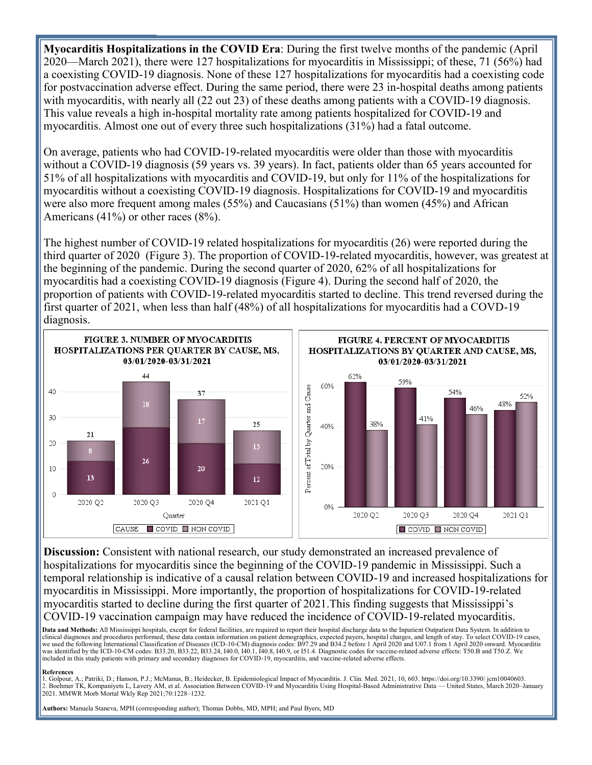**Myocarditis Hospitalizations in the COVID Era**: During the first twelve months of the pandemic (April 2020—March 2021), there were 127 hospitalizations for myocarditis in Mississippi; of these, 71 (56%) had a coexisting COVID-19 diagnosis. None of these 127 hospitalizations for myocarditis had a coexisting code for postvaccination adverse effect. During the same period, there were 23 in-hospital deaths among patients with myocarditis, with nearly all (22 out 23) of these deaths among patients with a COVID-19 diagnosis. This value reveals a high in-hospital mortality rate among patients hospitalized for COVID-19 and myocarditis. Almost one out of every three such hospitalizations (31%) had a fatal outcome.

On average, patients who had COVID-19-related myocarditis were older than those with myocarditis without a COVID-19 diagnosis (59 years vs. 39 years). In fact, patients older than 65 years accounted for 51% of all hospitalizations with myocarditis and COVID-19, but only for 11% of the hospitalizations for myocarditis without a coexisting COVID-19 diagnosis. Hospitalizations for COVID-19 and myocarditis were also more frequent among males (55%) and Caucasians (51%) than women (45%) and African Americans (41%) or other races (8%).

The highest number of COVID-19 related hospitalizations for myocarditis (26) were reported during the third quarter of 2020 (Figure 3). The proportion of COVID-19-related myocarditis, however, was greatest at the beginning of the pandemic. During the second quarter of 2020, 62% of all hospitalizations for myocarditis had a coexisting COVID-19 diagnosis (Figure 4). During the second half of 2020, the proportion of patients with COVID-19-related myocarditis started to decline. This trend reversed during the first quarter of 2021, when less than half (48%) of all hospitalizations for myocarditis had a COVD-19 diagnosis.

**FIGURE 3. NUMBER OF MYOCARDITIS HOSPITALIZATIONS PER QUARTER BY CAUSE, MS, 03/01/2020-03/31/2021**

0
10
20
30
40

21
8
13

44
18
26

37
17
20

25
13
12

2020 Q2
2020 Q3
2020 Q4
2021 Q1

Quarter

CAUSE COVID NON COVID

**FIGURE 4. PERCENT OF MYOCARDITIS HOSPITALIZATIONS BY QUARTER AND CAUSE, MS, 03/01/2020-03/31/2021**

Percent of Total by Quarter and Cause

0%
20%
40%
60%

62%
38%

59%
41%

54%
46%

48%
52%

2020 Q2
2020 Q3
2020 Q4
2021 Q1

COVID NON COVID

**Discussion:** Consistent with national research, our study demonstrated an increased prevalence of hospitalizations for myocarditis since the beginning of the COVID-19 pandemic in Mississippi. Such a temporal relationship is indicative of a causal relation between COVID-19 and increased hospitalizations for myocarditis in Mississippi. More importantly, the proportion of hospitalizations for COVID-19-related myocarditis started to decline during the first quarter of 2021.This finding suggests that Mississippi's COVID-19 vaccination campaign may have reduced the incidence of COVID-19-related myocarditis.

**Data and Methods:** All Mississippi hospitals, except for federal facilities, are required to report their hospital discharge data to the Inpatient Outpatient Data System. In addition to clinical diagnoses and procedures performed, these data contain information on patient demographics, expected payers, hospital charges, and length of stay. To select COVID-19 cases, we used the following International Classification of Diseases (ICD-10-CM) diagnosis codes: B97.29 and B34.2 before 1 April 2020 and U07.1 from 1 April 2020 onward. Myocarditis was identified by the ICD-10-CM codes: B33.20, B33.22, B33.24, I40.0, I40.1, I40.8, I40.9, or I51.4. Diagnostic codes for vaccine-related adverse effects: T50.B and T50.Z. We included in this study patients with primary and secondary diagnoses for COVID-19, myocarditis, and vaccine-related adverse effects.

**References**

1. Golpour, A.; Patriki, D.; Hanson, P.J.; McManus, B.; Heidecker, B. Epidemiological Impact of Myocarditis. J. Clin. Med. 2021, 10, 603. https://doi.org/10.3390/ jcm10040603.
2. Boehmer TK, Kompaniyets L, Lavery AM, et al. Association Between COVID-19 and Myocarditis Using Hospital-Based Administrative Data — United States, March 2020–January 2021. MMWR Morb Mortal Wkly Rep 2021;70:1228–1232.

**Authors:** Manuela Staneva, MPH (corresponding author); Thomas Dobbs, MD, MPH; and Paul Byers, MD